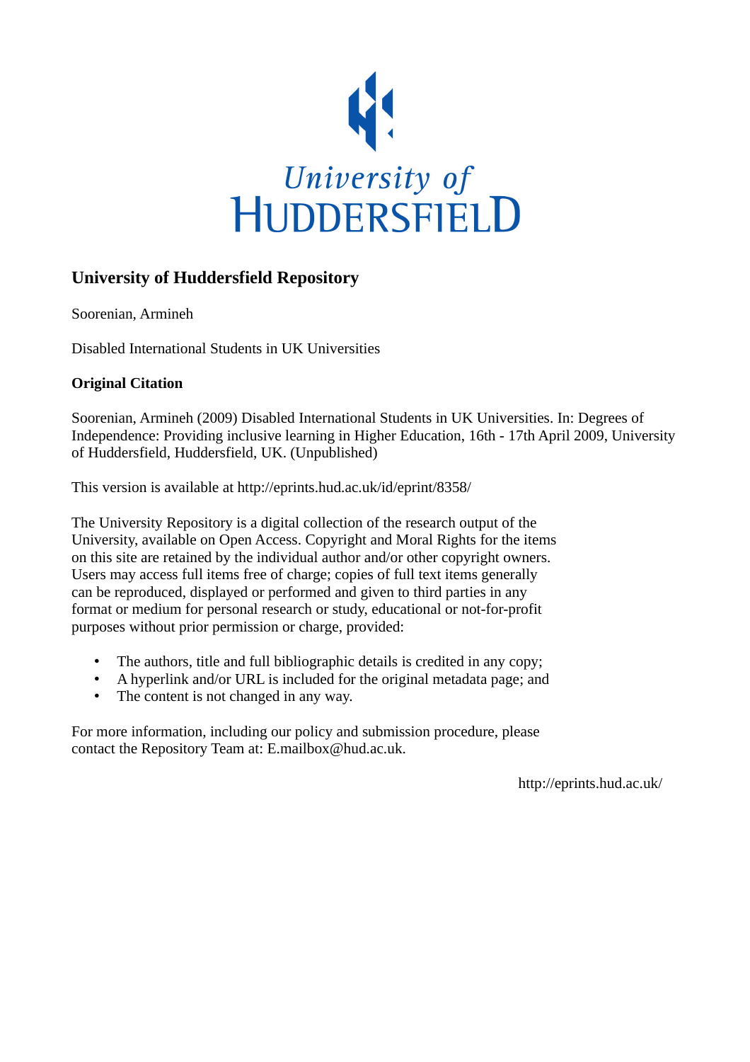University of Huddersfield

# University of Huddersfield Repository

Soorenian, Armineh

Disabled International Students in UK Universities

**Original Citation**

Soorenian, Armineh (2009) Disabled International Students in UK Universities. In: Degrees of Independence: Providing inclusive learning in Higher Education, 16th - 17th April 2009, University of Huddersfield, Huddersfield, UK. (Unpublished)

This version is available at http://eprints.hud.ac.uk/id/eprint/8358/

The University Repository is a digital collection of the research output of the University, available on Open Access. Copyright and Moral Rights for the items on this site are retained by the individual author and/or other copyright owners. Users may access full items free of charge; copies of full text items generally can be reproduced, displayed or performed and given to third parties in any format or medium for personal research or study, educational or not-for-profit purposes without prior permission or charge, provided:

- The authors, title and full bibliographic details is credited in any copy;
- A hyperlink and/or URL is included for the original metadata page; and
- The content is not changed in any way.

For more information, including our policy and submission procedure, please contact the Repository Team at: E.mailbox@hud.ac.uk.

http://eprints.hud.ac.uk/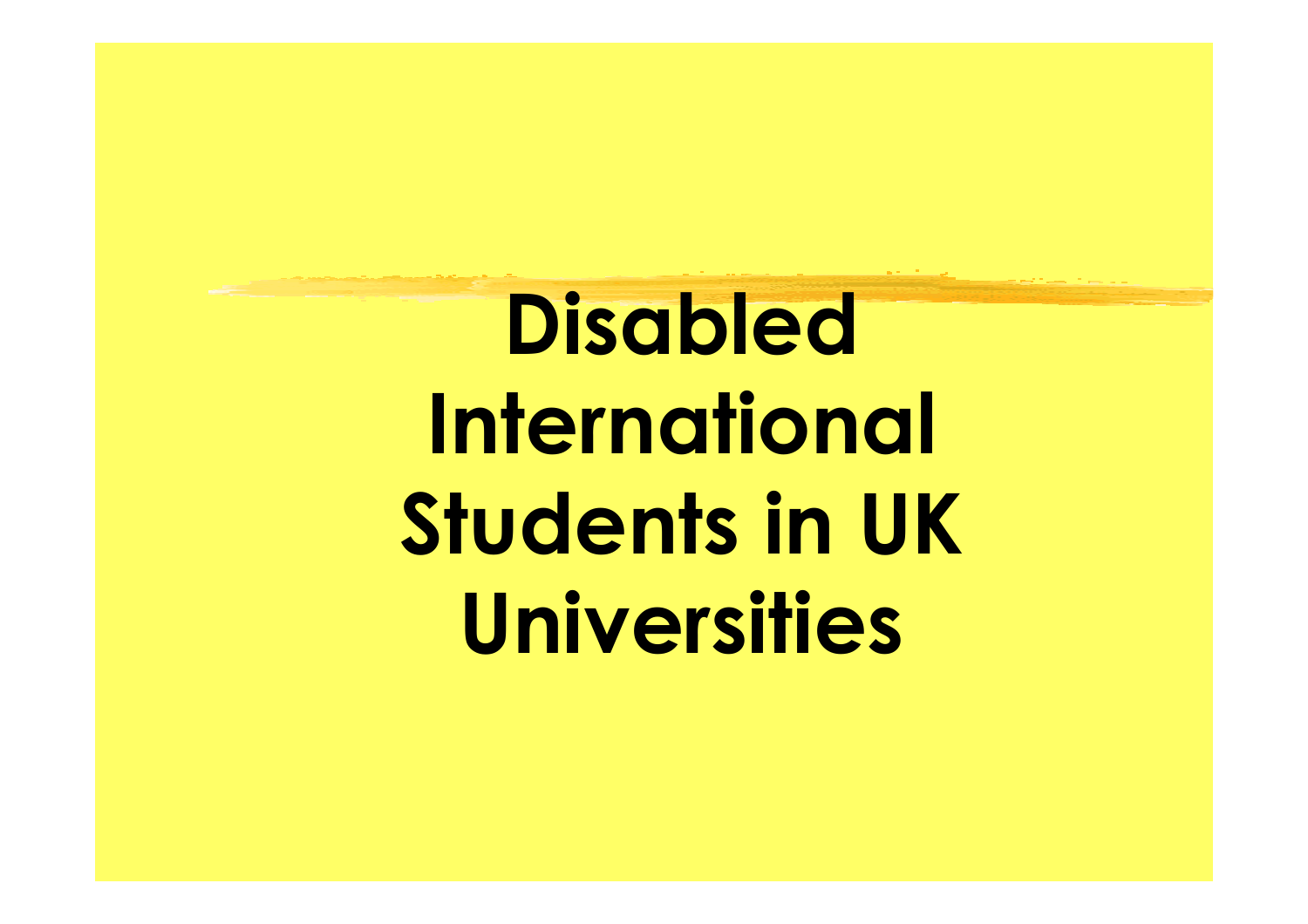# Disabled International Students in UK Universities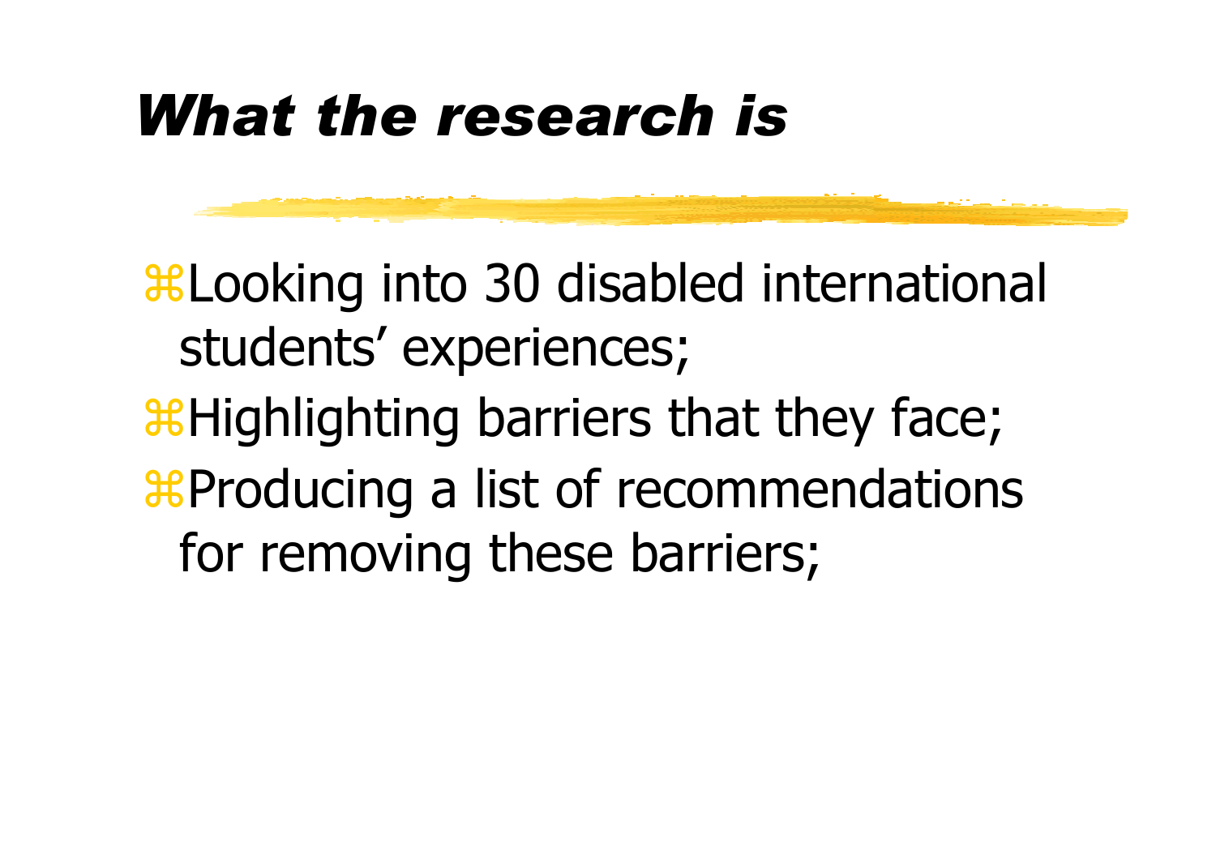# *What the research is*

- Looking into 30 disabled international students' experiences;
- Highlighting barriers that they face;
- Producing a list of recommendations for removing these barriers;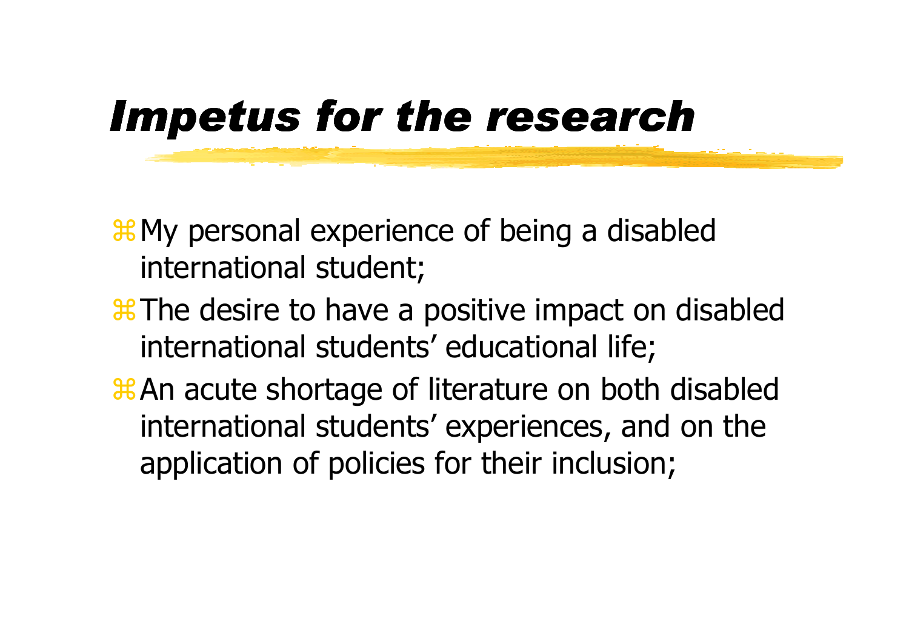# *Impetus for the research*

- My personal experience of being a disabled international student;
- The desire to have a positive impact on disabled international students' educational life;
- An acute shortage of literature on both disabled international students' experiences, and on the application of policies for their inclusion;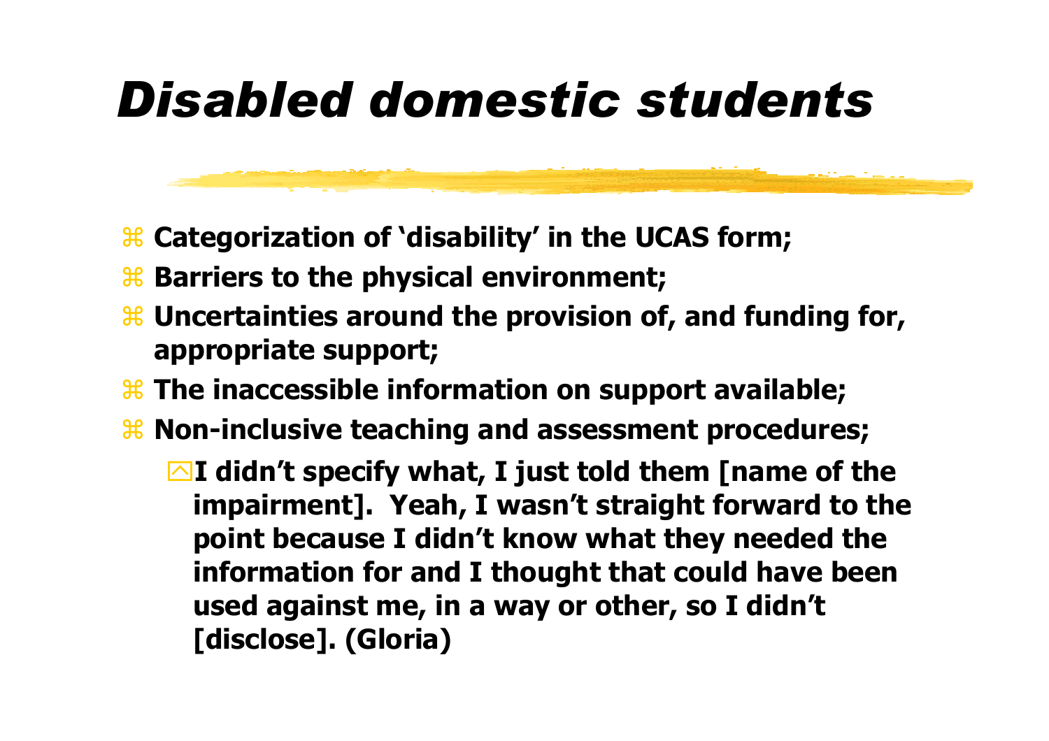# *Disabled domestic students*

- **Categorization of 'disability' in the UCAS form;**
- **Barriers to the physical environment;**
- **Uncertainties around the provision of, and funding for, appropriate support;**
- **The inaccessible information on support available;**
- **Non-inclusive teaching and assessment procedures;**
  - **I didn't specify what, I just told them [name of the impairment]. Yeah, I wasn't straight forward to the point because I didn't know what they needed the information for and I thought that could have been used against me, in a way or other, so I didn't [disclose]. (Gloria)**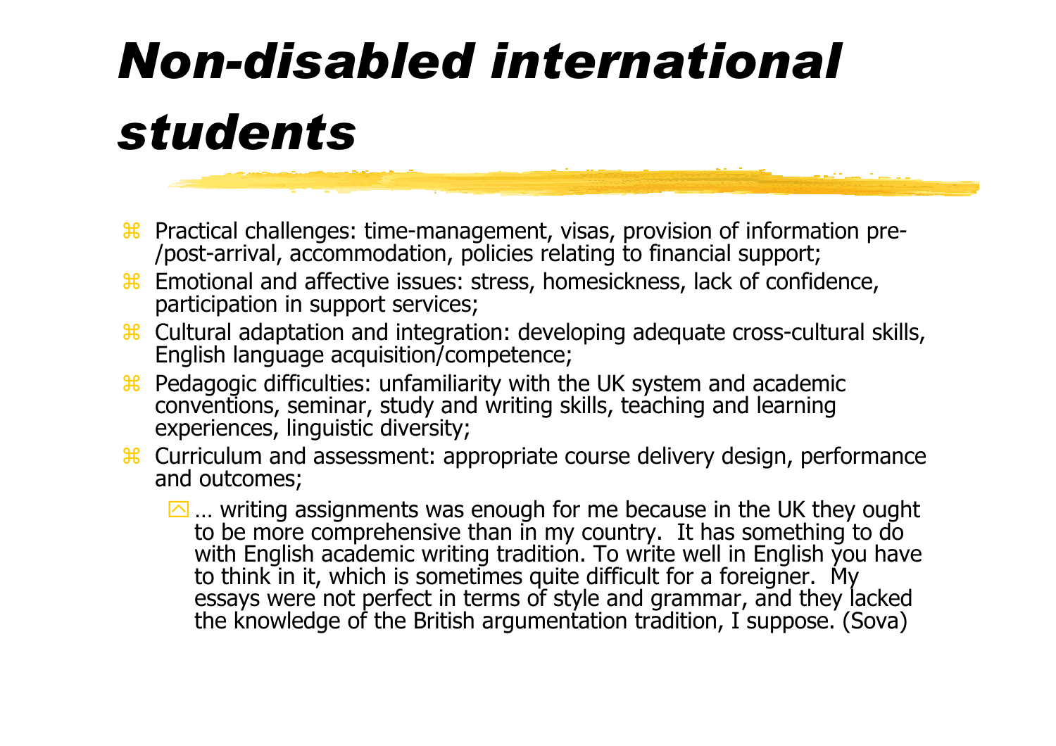# *Non-disabled international students*

- Practical challenges: time-management, visas, provision of information pre-/post-arrival, accommodation, policies relating to financial support;
- Emotional and affective issues: stress, homesickness, lack of confidence, participation in support services;
- Cultural adaptation and integration: developing adequate cross-cultural skills, English language acquisition/competence;
- Pedagogic difficulties: unfamiliarity with the UK system and academic conventions, seminar, study and writing skills, teaching and learning experiences, linguistic diversity;
- Curriculum and assessment: appropriate course delivery design, performance and outcomes;
  - … writing assignments was enough for me because in the UK they ought to be more comprehensive than in my country. It has something to do with English academic writing tradition. To write well in English you have to think in it, which is sometimes quite difficult for a foreigner. My essays were not perfect in terms of style and grammar, and they lacked the knowledge of the British argumentation tradition, I suppose. (Sova)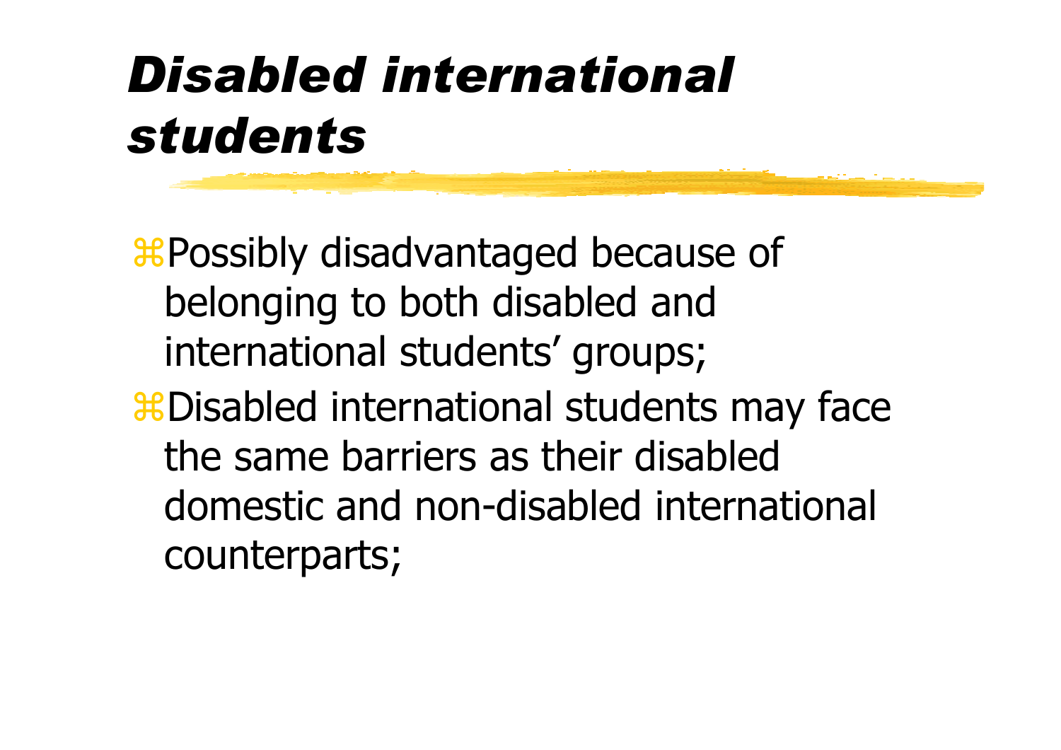# *Disabled international students*

- Possibly disadvantaged because of belonging to both disabled and international students' groups;
- Disabled international students may face the same barriers as their disabled domestic and non-disabled international counterparts;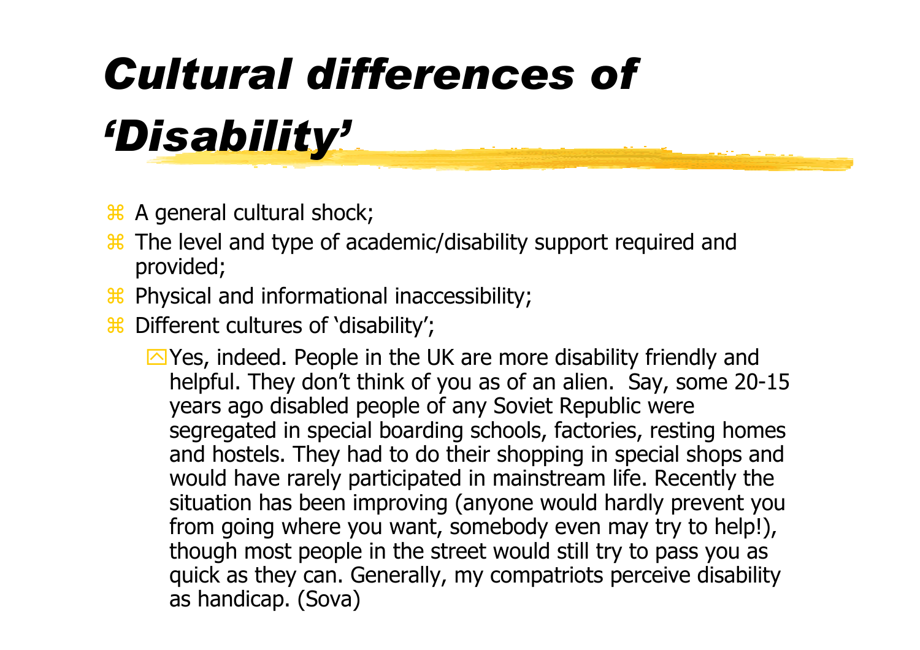# *Cultural differences of 'Disability'*

- A general cultural shock;
- The level and type of academic/disability support required and provided;
- Physical and informational inaccessibility;
- Different cultures of 'disability';
  - Yes, indeed. People in the UK are more disability friendly and helpful. They don't think of you as of an alien.  Say, some 20-15 years ago disabled people of any Soviet Republic were segregated in special boarding schools, factories, resting homes and hostels. They had to do their shopping in special shops and would have rarely participated in mainstream life. Recently the situation has been improving (anyone would hardly prevent you from going where you want, somebody even may try to help!), though most people in the street would still try to pass you as quick as they can. Generally, my compatriots perceive disability as handicap. (Sova)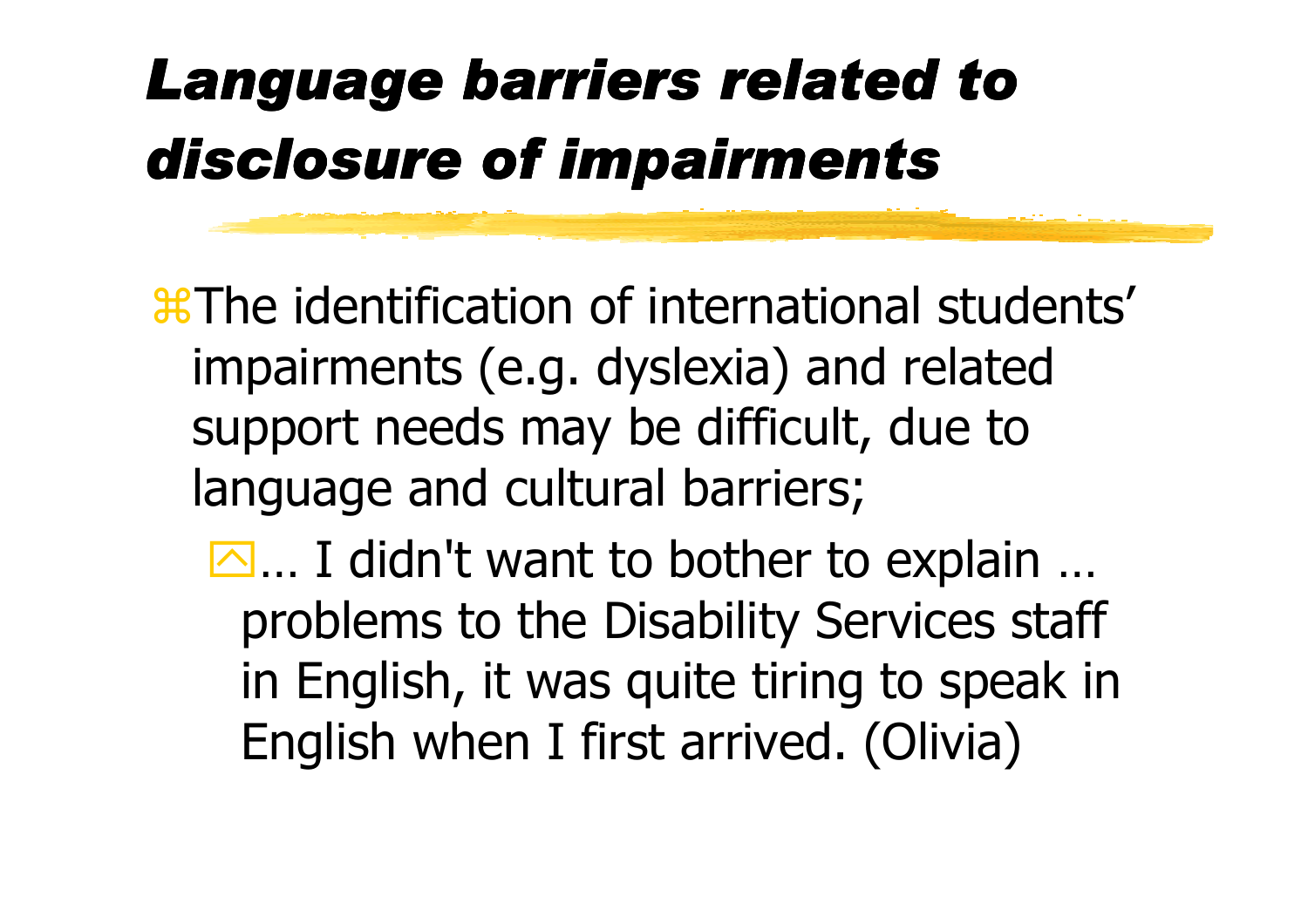# *Language barriers related to disclosure of impairments*

- The identification of international students' impairments (e.g. dyslexia) and related support needs may be difficult, due to language and cultural barriers;
  - … I didn't want to bother to explain … problems to the Disability Services staff in English, it was quite tiring to speak in English when I first arrived. (Olivia)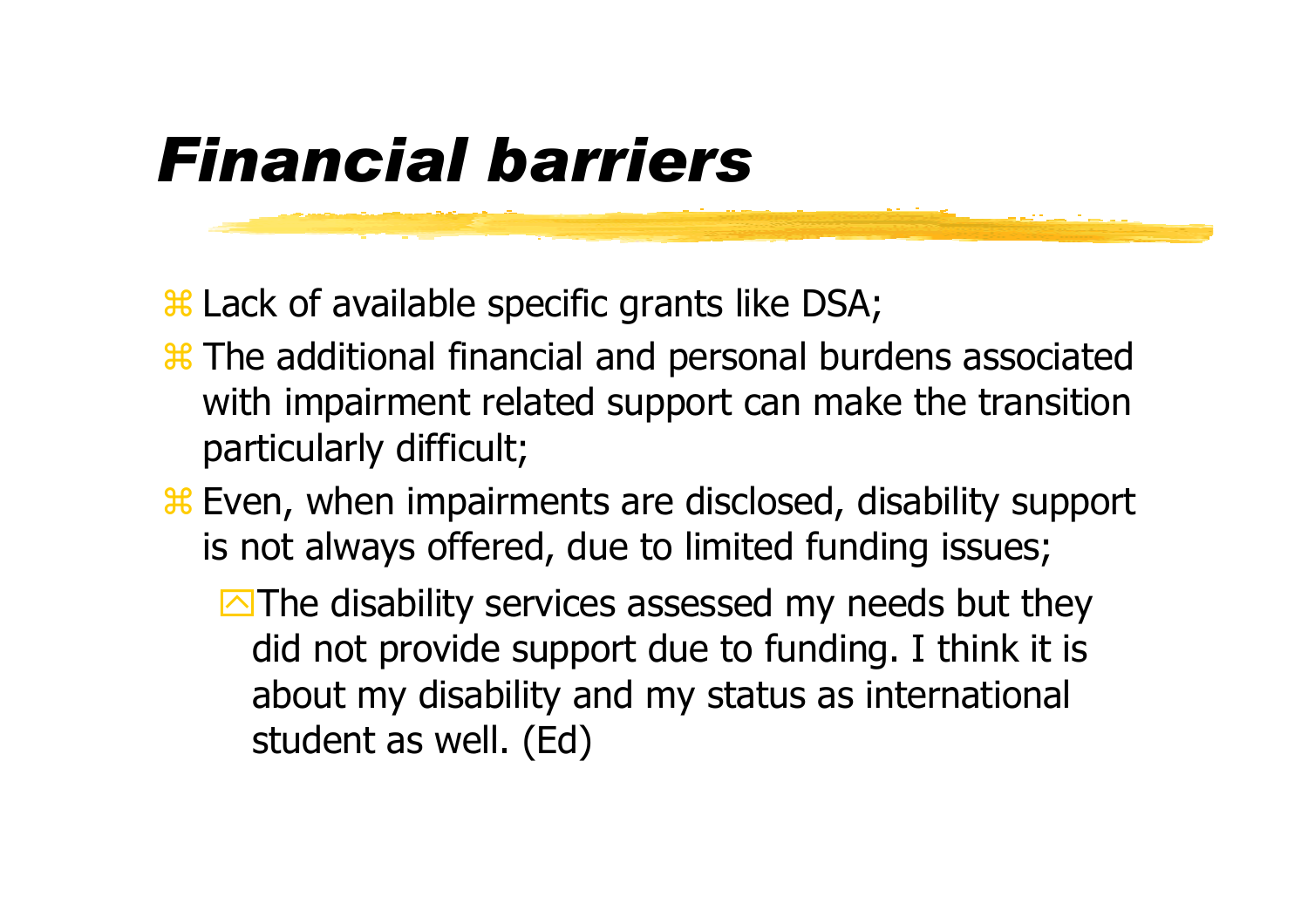# *Financial barriers*

- Lack of available specific grants like DSA;
- The additional financial and personal burdens associated with impairment related support can make the transition particularly difficult;
- Even, when impairments are disclosed, disability support is not always offered, due to limited funding issues;
  - The disability services assessed my needs but they did not provide support due to funding. I think it is about my disability and my status as international student as well. (Ed)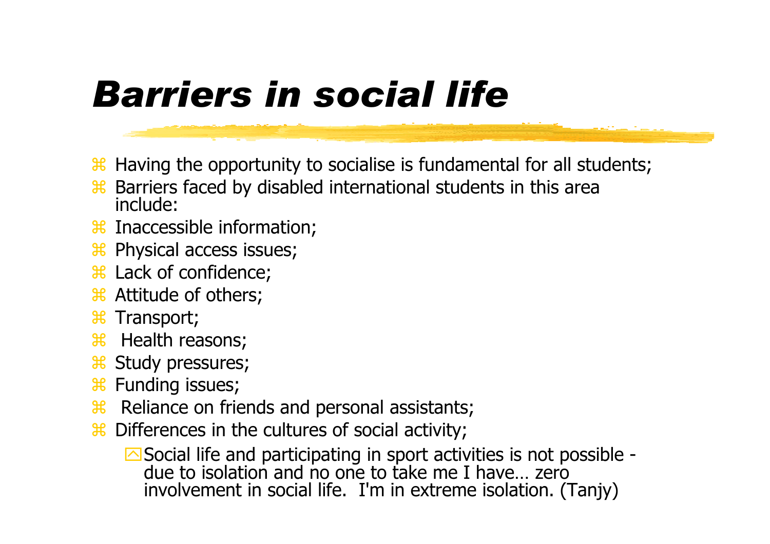# Barriers in social life

- Having the opportunity to socialise is fundamental for all students;
- Barriers faced by disabled international students in this area include:
- Inaccessible information;
- Physical access issues;
- Lack of confidence;
- Attitude of others;
- Transport;
- Health reasons;
- Study pressures;
- Funding issues;
- Reliance on friends and personal assistants;
- Differences in the cultures of social activity;
  - Social life and participating in sport activities is not possible - due to isolation and no one to take me I have… zero involvement in social life. I'm in extreme isolation. (Tanjy)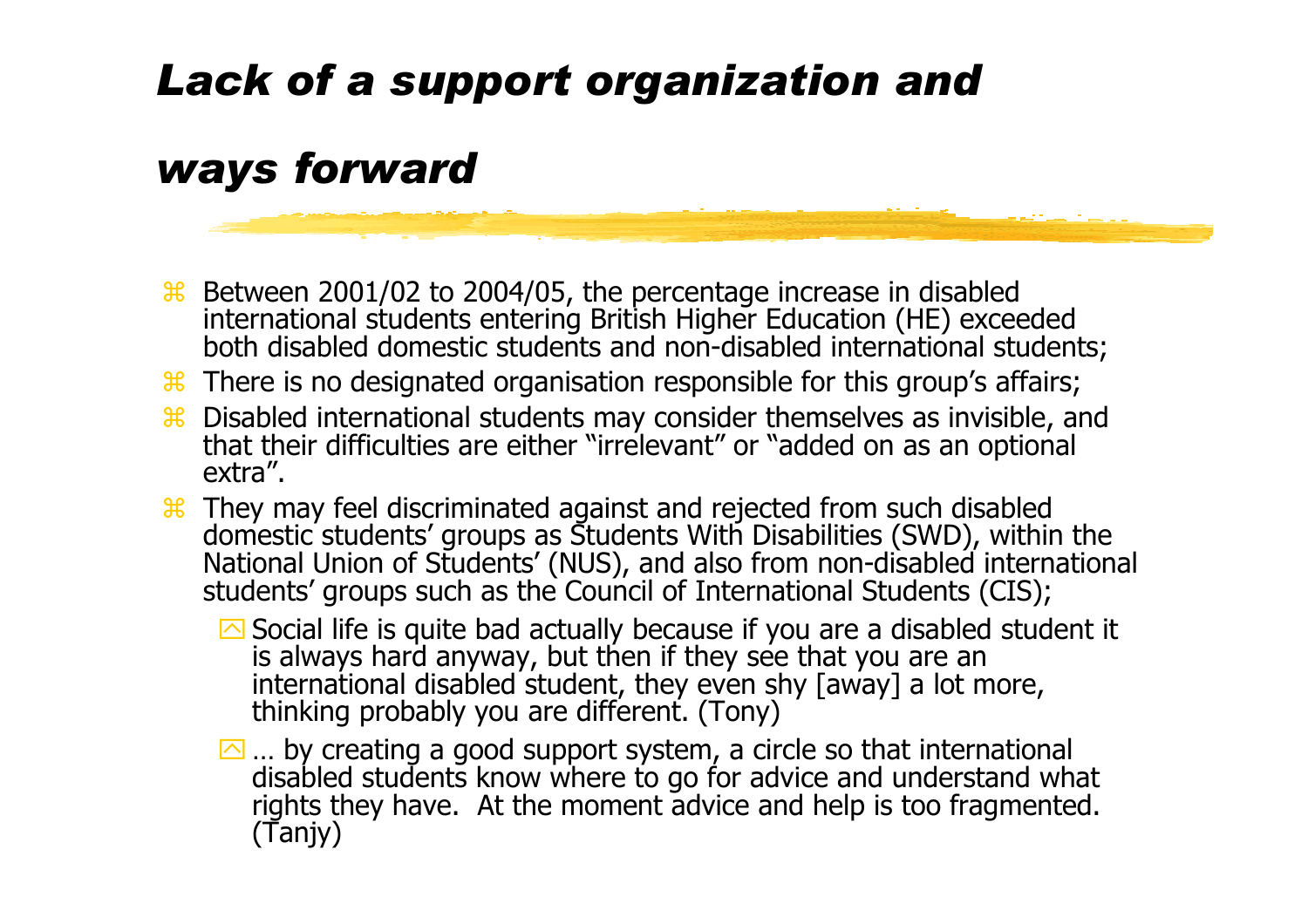# *Lack of a support organization and ways forward*

- Between 2001/02 to 2004/05, the percentage increase in disabled international students entering British Higher Education (HE) exceeded both disabled domestic students and non-disabled international students;
- There is no designated organisation responsible for this group's affairs;
- Disabled international students may consider themselves as invisible, and that their difficulties are either "irrelevant" or "added on as an optional extra".
- They may feel discriminated against and rejected from such disabled domestic students' groups as Students With Disabilities (SWD), within the National Union of Students' (NUS), and also from non-disabled international students' groups such as the Council of International Students (CIS);
  - Social life is quite bad actually because if you are a disabled student it is always hard anyway, but then if they see that you are an international disabled student, they even shy [away] a lot more, thinking probably you are different. (Tony)
  - … by creating a good support system, a circle so that international disabled students know where to go for advice and understand what rights they have. At the moment advice and help is too fragmented. (Tanjy)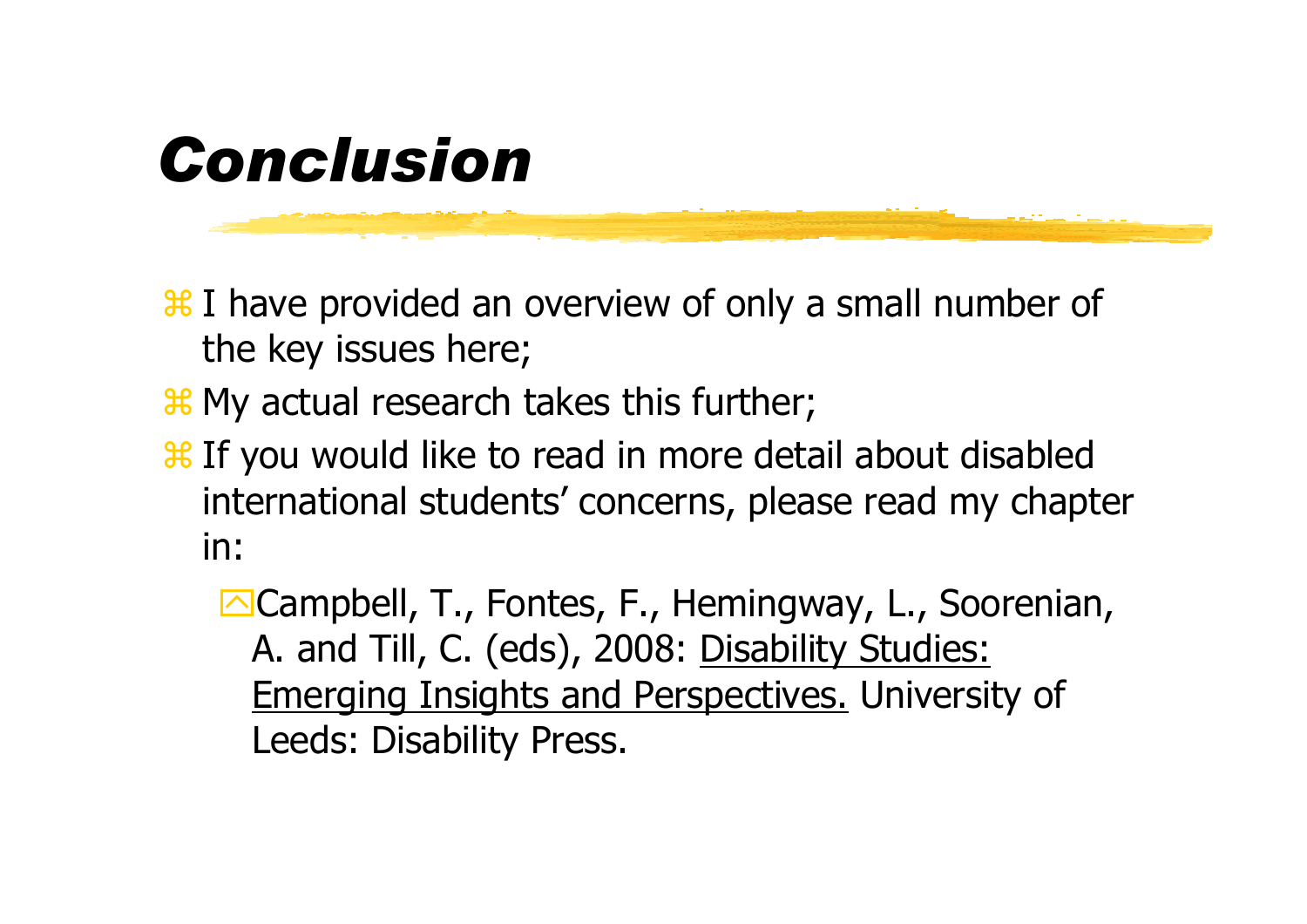# *Conclusion*

- I have provided an overview of only a small number of the key issues here;
- My actual research takes this further;
- If you would like to read in more detail about disabled international students' concerns, please read my chapter in:
  - Campbell, T., Fontes, F., Hemingway, L., Soorenian, A. and Till, C. (eds), 2008: Disability Studies: Emerging Insights and Perspectives. University of Leeds: Disability Press.